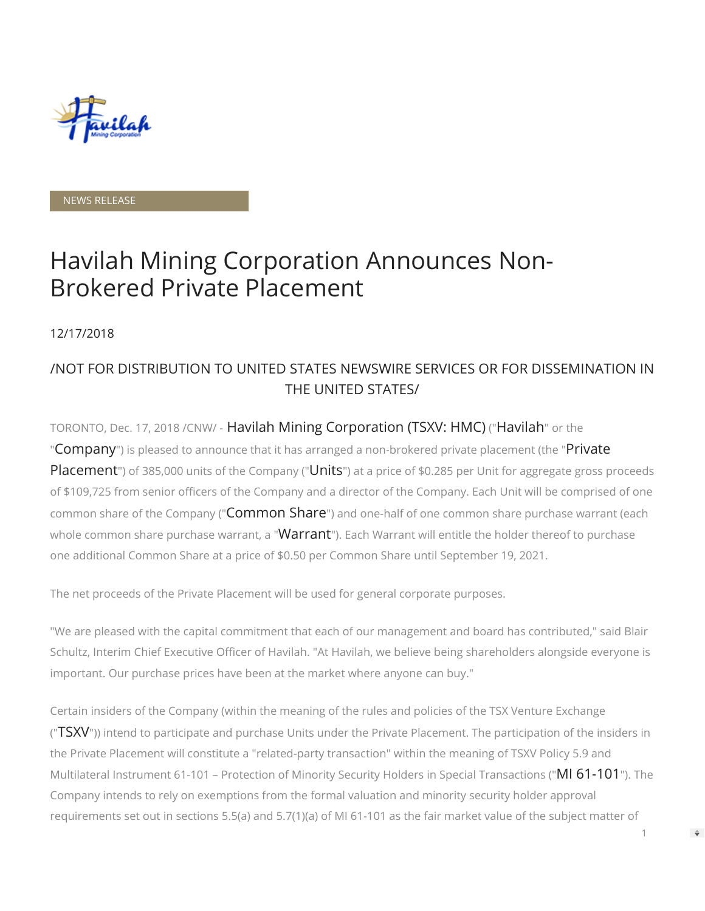NEWS RELEASE

# Havilah Mining Corporation Announces Non-Brokered Private Placement

12/17/2018

/NOT FOR DISTRIBUTION TO UNITED STATES NEWSWIRE SERVICES OR FOR DISSEMINATION IN THE UNITED STATES/

TORONTO, Dec. 17, 2018 /CNW/ - Havilah Mining Corporation (TSXV: HMC) ("Havilah" or the "Company") is pleased to announce that it has arranged a non-brokered private placement (the "Private Placement") of 385,000 units of the Company ("Units") at a price of $0.285 per Unit for aggregate gross proceeds of $109,725 from senior officers of the Company and a director of the Company. Each Unit will be comprised of one common share of the Company ("Common Share") and one-half of one common share purchase warrant (each whole common share purchase warrant, a "Warrant"). Each Warrant will entitle the holder thereof to purchase one additional Common Share at a price of $0.50 per Common Share until September 19, 2021.

The net proceeds of the Private Placement will be used for general corporate purposes.

"We are pleased with the capital commitment that each of our management and board has contributed," said Blair Schultz, Interim Chief Executive Officer of Havilah. "At Havilah, we believe being shareholders alongside everyone is important. Our purchase prices have been at the market where anyone can buy."

Certain insiders of the Company (within the meaning of the rules and policies of the TSX Venture Exchange ("TSXV")) intend to participate and purchase Units under the Private Placement. The participation of the insiders in the Private Placement will constitute a "related-party transaction" within the meaning of TSXV Policy 5.9 and Multilateral Instrument 61-101 – Protection of Minority Security Holders in Special Transactions ("MI 61-101"). The Company intends to rely on exemptions from the formal valuation and minority security holder approval requirements set out in sections 5.5(a) and 5.7(1)(a) of MI 61-101 as the fair market value of the subject matter of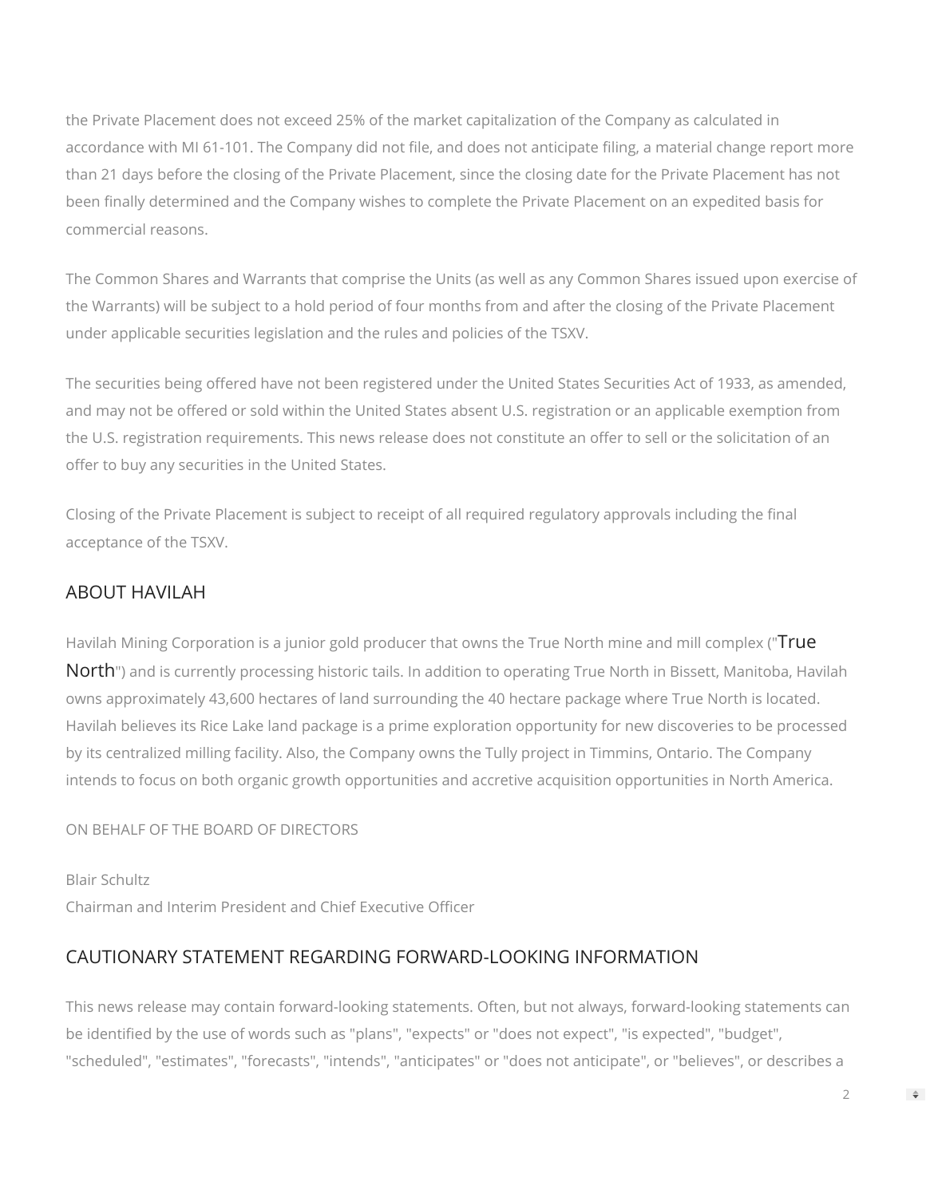the Private Placement does not exceed 25% of the market capitalization of the Company as calculated in accordance with MI 61-101. The Company did not file, and does not anticipate filing, a material change report more than 21 days before the closing of the Private Placement, since the closing date for the Private Placement has not been finally determined and the Company wishes to complete the Private Placement on an expedited basis for commercial reasons.

The Common Shares and Warrants that comprise the Units (as well as any Common Shares issued upon exercise of the Warrants) will be subject to a hold period of four months from and after the closing of the Private Placement under applicable securities legislation and the rules and policies of the TSXV.

The securities being offered have not been registered under the United States Securities Act of 1933, as amended, and may not be offered or sold within the United States absent U.S. registration or an applicable exemption from the U.S. registration requirements. This news release does not constitute an offer to sell or the solicitation of an offer to buy any securities in the United States.

Closing of the Private Placement is subject to receipt of all required regulatory approvals including the final acceptance of the TSXV.

## ABOUT HAVILAH

Havilah Mining Corporation is a junior gold producer that owns the True North mine and mill complex ("True North") and is currently processing historic tails. In addition to operating True North in Bissett, Manitoba, Havilah owns approximately 43,600 hectares of land surrounding the 40 hectare package where True North is located. Havilah believes its Rice Lake land package is a prime exploration opportunity for new discoveries to be processed by its centralized milling facility. Also, the Company owns the Tully project in Timmins, Ontario. The Company intends to focus on both organic growth opportunities and accretive acquisition opportunities in North America.

ON BEHALF OF THE BOARD OF DIRECTORS

Blair Schultz
Chairman and Interim President and Chief Executive Officer

## CAUTIONARY STATEMENT REGARDING FORWARD-LOOKING INFORMATION

This news release may contain forward-looking statements. Often, but not always, forward-looking statements can be identified by the use of words such as "plans", "expects" or "does not expect", "is expected", "budget", "scheduled", "estimates", "forecasts", "intends", "anticipates" or "does not anticipate", or "believes", or describes a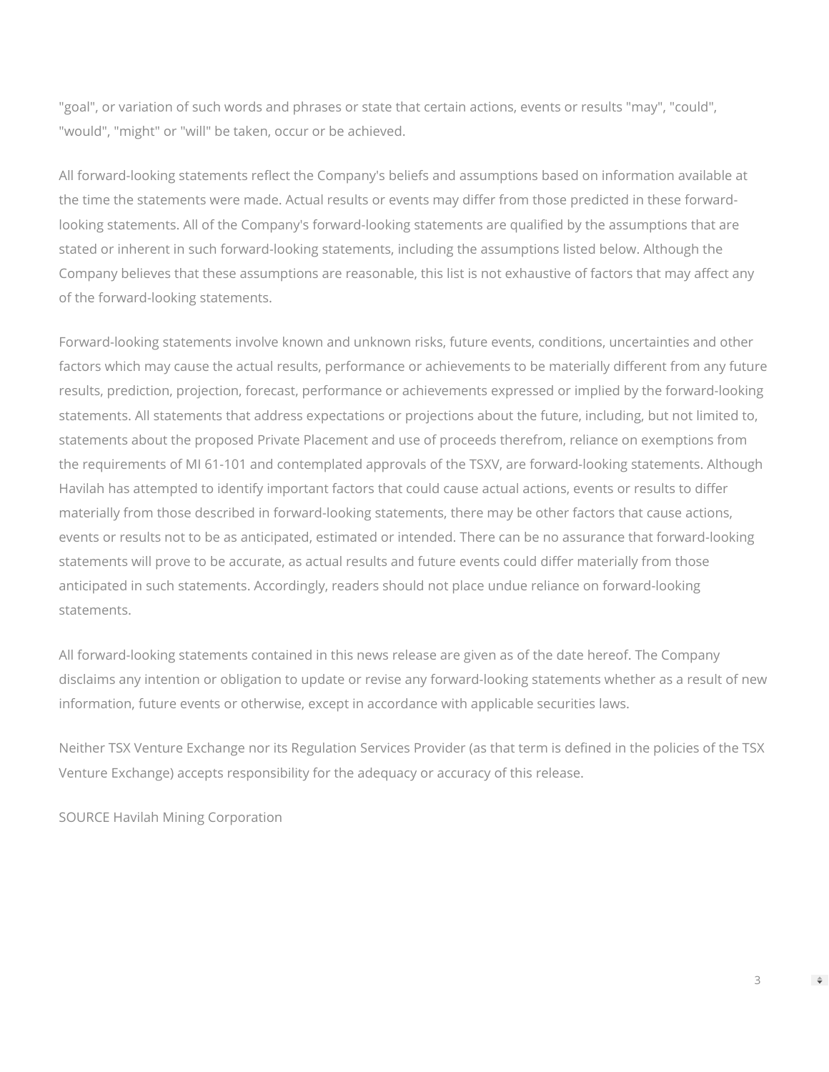"goal", or variation of such words and phrases or state that certain actions, events or results "may", "could", "would", "might" or "will" be taken, occur or be achieved.

All forward-looking statements reflect the Company's beliefs and assumptions based on information available at the time the statements were made. Actual results or events may differ from those predicted in these forward-looking statements. All of the Company's forward-looking statements are qualified by the assumptions that are stated or inherent in such forward-looking statements, including the assumptions listed below. Although the Company believes that these assumptions are reasonable, this list is not exhaustive of factors that may affect any of the forward-looking statements.

Forward-looking statements involve known and unknown risks, future events, conditions, uncertainties and other factors which may cause the actual results, performance or achievements to be materially different from any future results, prediction, projection, forecast, performance or achievements expressed or implied by the forward-looking statements. All statements that address expectations or projections about the future, including, but not limited to, statements about the proposed Private Placement and use of proceeds therefrom, reliance on exemptions from the requirements of MI 61-101 and contemplated approvals of the TSXV, are forward-looking statements. Although Havilah has attempted to identify important factors that could cause actual actions, events or results to differ materially from those described in forward-looking statements, there may be other factors that cause actions, events or results not to be as anticipated, estimated or intended. There can be no assurance that forward-looking statements will prove to be accurate, as actual results and future events could differ materially from those anticipated in such statements. Accordingly, readers should not place undue reliance on forward-looking statements.

All forward-looking statements contained in this news release are given as of the date hereof. The Company disclaims any intention or obligation to update or revise any forward-looking statements whether as a result of new information, future events or otherwise, except in accordance with applicable securities laws.

Neither TSX Venture Exchange nor its Regulation Services Provider (as that term is defined in the policies of the TSX Venture Exchange) accepts responsibility for the adequacy or accuracy of this release.

SOURCE Havilah Mining Corporation